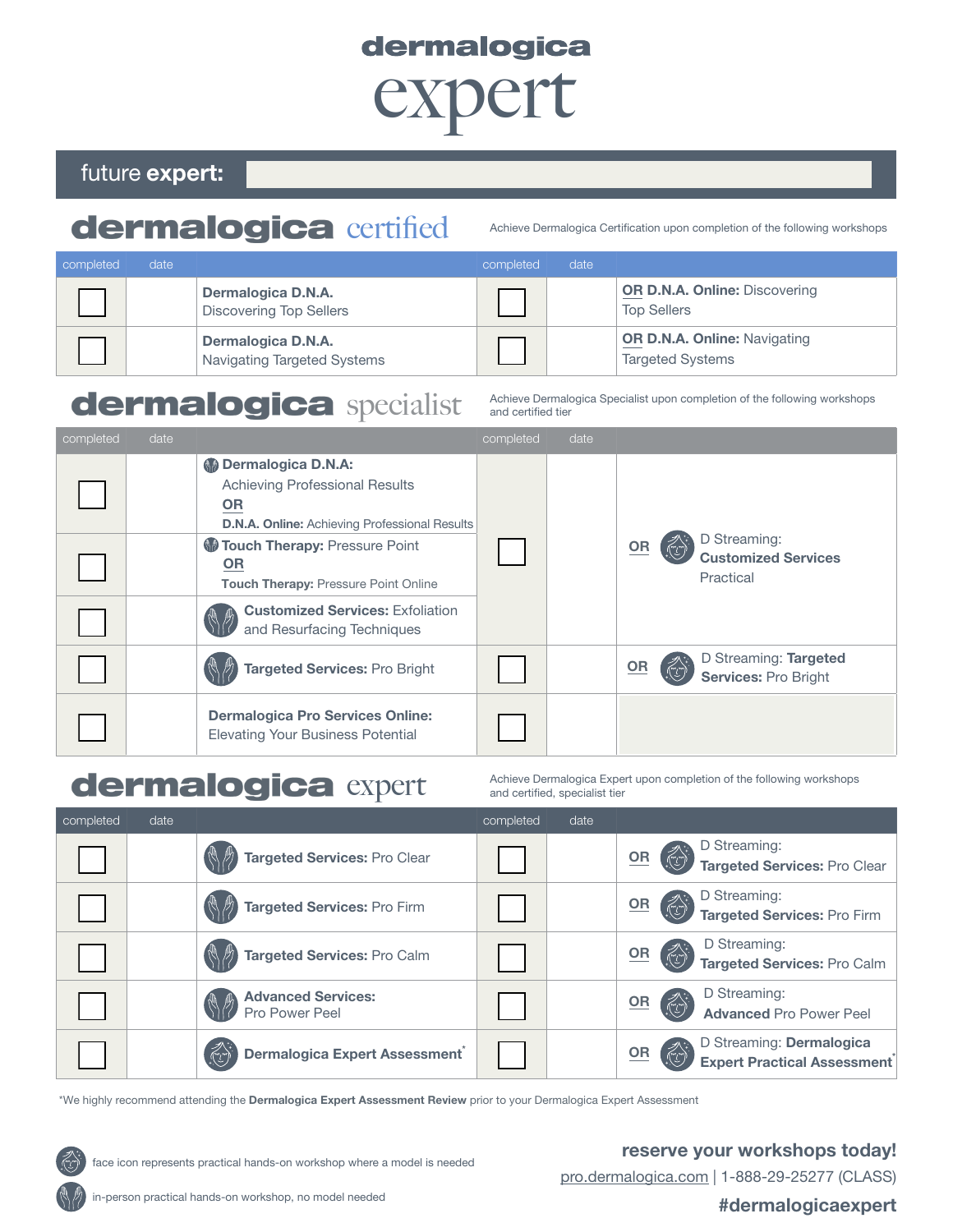# dermalogica expert

**future expert:**

## dermalogica certified

Achieve Dermalogica Certification upon completion of the following workshops

| completed | date | | completed | date | |
|---|---|---|---|---|---|
| ☐ | | **Dermalogica D.N.A.** Discovering Top Sellers | ☐ | | **OR D.N.A. Online:** Discovering Top Sellers |
| ☐ | | **Dermalogica D.N.A.** Navigating Targeted Systems | ☐ | | **OR D.N.A. Online:** Navigating Targeted Systems |

## dermalogica specialist

Achieve Dermalogica Specialist upon completion of the following workshops and certified tier

| completed | date | | completed | date | |
|---|---|---|---|---|---|
| ☐ | | **Dermalogica D.N.A:** Achieving Professional Results **OR** **D.N.A. Online:** Achieving Professional Results | ☐ | | **OR** D Streaming: **Customized Services** Practical |
| ☐ | | **Touch Therapy:** Pressure Point **OR** **Touch Therapy:** Pressure Point Online | | | |
| ☐ | | **Customized Services:** Exfoliation and Resurfacing Techniques | | | |
| ☐ | | **Targeted Services:** Pro Bright | ☐ | | **OR** D Streaming: **Targeted Services:** Pro Bright |
| ☐ | | **Dermalogica Pro Services Online:** Elevating Your Business Potential | ☐ | | |

## dermalogica expert

Achieve Dermalogica Expert upon completion of the following workshops and certified, specialist tier

| completed | date | | completed | date | |
|---|---|---|---|---|---|
| ☐ | | **Targeted Services:** Pro Clear | ☐ | | **OR** D Streaming: **Targeted Services:** Pro Clear |
| ☐ | | **Targeted Services:** Pro Firm | ☐ | | **OR** D Streaming: **Targeted Services:** Pro Firm |
| ☐ | | **Targeted Services:** Pro Calm | ☐ | | **OR** D Streaming: **Targeted Services:** Pro Calm |
| ☐ | | **Advanced Services:** Pro Power Peel | ☐ | | **OR** D Streaming: **Advanced** Pro Power Peel |
| ☐ | | **Dermalogica Expert Assessment*** | ☐ | | **OR** D Streaming: **Dermalogica Expert Practical Assessment*** |

*We highly recommend attending the **Dermalogica Expert Assessment Review** prior to your Dermalogica Expert Assessment

face icon represents practical hands-on workshop where a model is needed

in-person practical hands-on workshop, no model needed

**reserve your workshops today!**

pro.dermalogica.com | 1-888-29-25277 (CLASS)

**#dermalogicaexpert**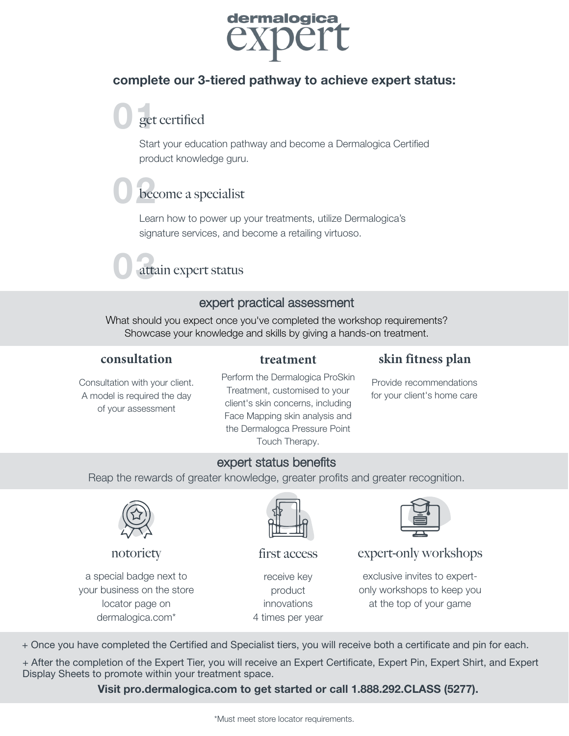# dermalogica expert

## complete our 3-tiered pathway to achieve expert status:

### 01 get certified

Start your education pathway and become a Dermalogica Certified product knowledge guru.

### 02 become a specialist

Learn how to power up your treatments, utilize Dermalogica's signature services, and become a retailing virtuoso.

### 03 attain expert status

## expert practical assessment

What should you expect once you've completed the workshop requirements?
Showcase your knowledge and skills by giving a hands-on treatment.

### consultation

Consultation with your client. A model is required the day of your assessment

### treatment

Perform the Dermalogica ProSkin Treatment, customised to your client's skin concerns, including Face Mapping skin analysis and the Dermalogca Pressure Point Touch Therapy.

### skin fitness plan

Provide recommendations for your client's home care

## expert status benefits

Reap the rewards of greater knowledge, greater profits and greater recognition.

### notoriety

a special badge next to your business on the store locator page on dermalogica.com*

### first access

receive key product innovations 4 times per year

### expert-only workshops

exclusive invites to expert-only workshops to keep you at the top of your game

+ Once you have completed the Certified and Specialist tiers, you will receive both a certificate and pin for each.

+ After the completion of the Expert Tier, you will receive an Expert Certificate, Expert Pin, Expert Shirt, and Expert Display Sheets to promote within your treatment space.

**Visit pro.dermalogica.com to get started or call 1.888.292.CLASS (5277).**

*Must meet store locator requirements.